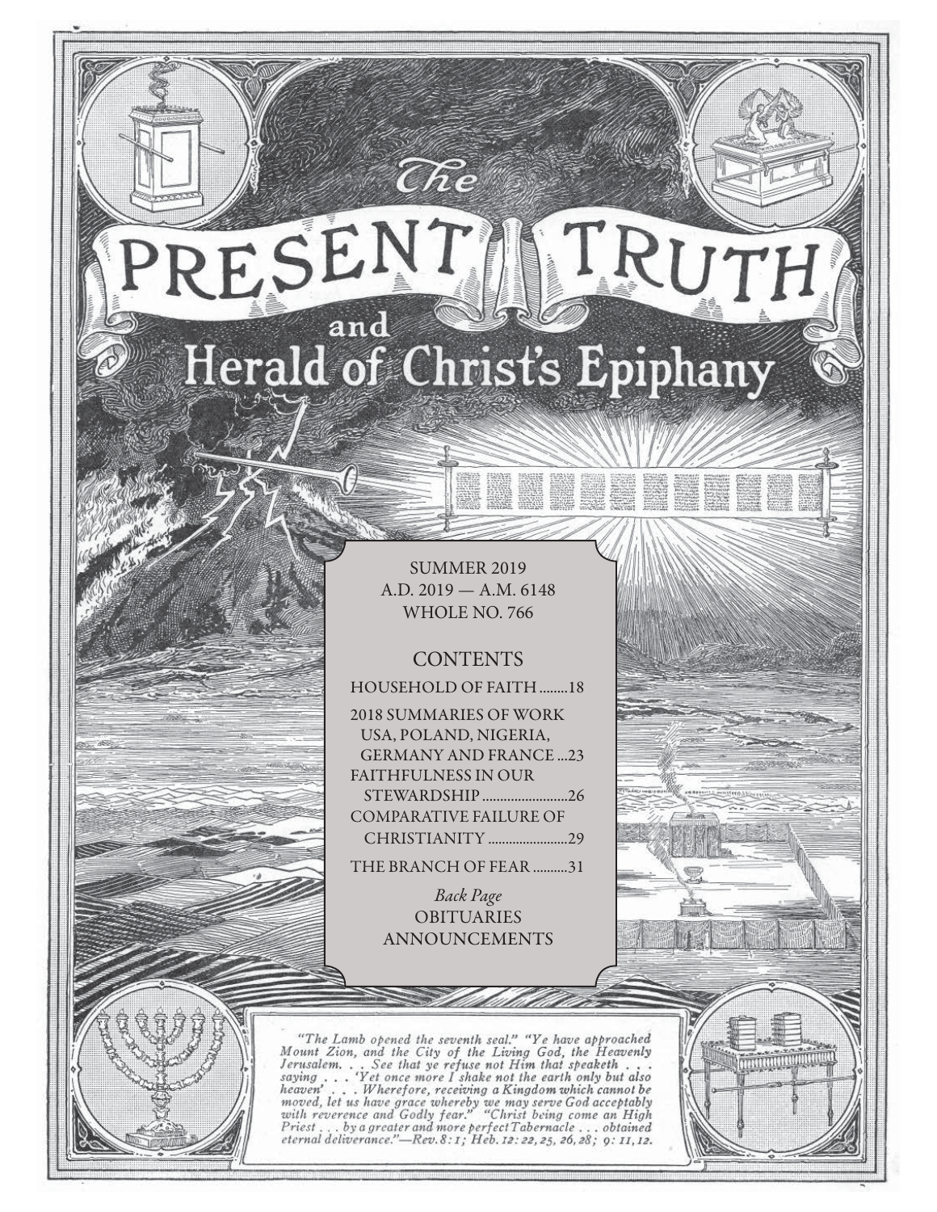# The PRESENT TRUTH and Herald of Christ's Epiphany

SUMMER 2019
A.D. 2019 — A.M. 6148
WHOLE NO. 766

## CONTENTS

HOUSEHOLD OF FAITH........18

2018 SUMMARIES OF WORK USA, POLAND, NIGERIA, GERMANY AND FRANCE...23

FAITHFULNESS IN OUR STEWARDSHIP........................26

COMPARATIVE FAILURE OF CHRISTIANITY......................29

THE BRANCH OF FEAR..........31

*Back Page*
OBITUARIES
ANNOUNCEMENTS

*"The Lamb opened the seventh seal." "Ye have approached Mount Zion, and the City of the Living God, the Heavenly Jerusalem. . . See that ye refuse not Him that speaketh . . . saying . . . 'Yet once more I shake not the earth only but also heaven' . . . Wherefore, receiving a Kingdom which cannot be moved, let us have grace whereby we may serve God acceptably with reverence and Godly fear." "Christ being come an High Priest . . . by a greater and more perfect Tabernacle . . . obtained eternal deliverance."—Rev. 8: 1; Heb. 12: 22, 25, 26, 28; 9: 11, 12.*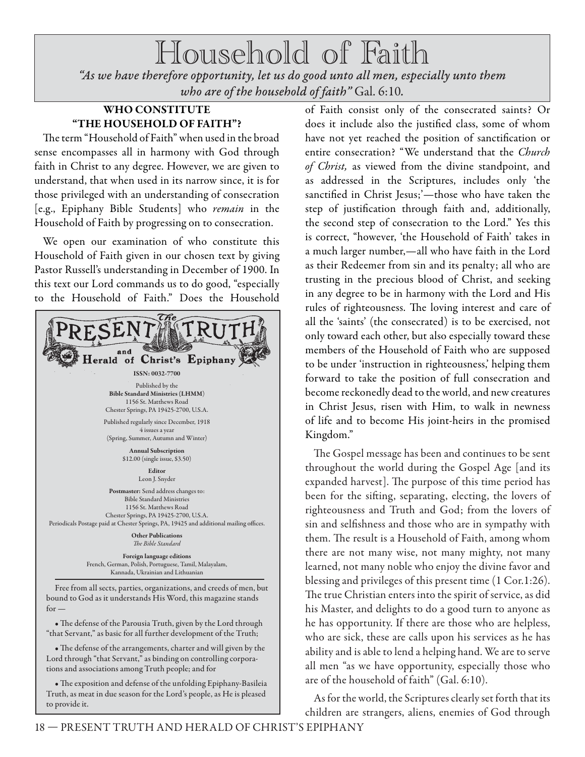# Household of Faith

*"As we have therefore opportunity, let us do good unto all men, especially unto them who are of the household of faith"* Gal. 6:10.

## WHO CONSTITUTE "THE HOUSEHOLD OF FAITH"?

The term "Household of Faith" when used in the broad sense encompasses all in harmony with God through faith in Christ to any degree. However, we are given to understand, that when used in its narrow since, it is for those privileged with an understanding of consecration [e.g., Epiphany Bible Students] who *remain* in the Household of Faith by progressing on to consecration.

We open our examination of who constitute this Household of Faith given in our chosen text by giving Pastor Russell's understanding in December of 1900. In this text our Lord commands us to do good, "especially to the Household of Faith." Does the Household of Faith consist only of the consecrated saints? Or does it include also the justified class, some of whom have not yet reached the position of sanctification or entire consecration? "We understand that the *Church of Christ,* as viewed from the divine standpoint, and as addressed in the Scriptures, includes only 'the sanctified in Christ Jesus;'—those who have taken the step of justification through faith and, additionally, the second step of consecration to the Lord." Yes this is correct, "however, 'the Household of Faith' takes in a much larger number,—all who have faith in the Lord as their Redeemer from sin and its penalty; all who are trusting in the precious blood of Christ, and seeking in any degree to be in harmony with the Lord and His rules of righteousness. The loving interest and care of all the 'saints' (the consecrated) is to be exercised, not only toward each other, but also especially toward these members of the Household of Faith who are supposed to be under 'instruction in righteousness,' helping them forward to take the position of full consecration and become reckonedly dead to the world, and new creatures in Christ Jesus, risen with Him, to walk in newness of life and to become His joint-heirs in the promised Kingdom."

The Gospel message has been and continues to be sent throughout the world during the Gospel Age [and its expanded harvest]. The purpose of this time period has been for the sifting, separating, electing, the lovers of righteousness and Truth and God; from the lovers of sin and selfishness and those who are in sympathy with them. The result is a Household of Faith, among whom there are not many wise, not many mighty, not many learned, not many noble who enjoy the divine favor and blessing and privileges of this present time (1 Cor.1:26). The true Christian enters into the spirit of service, as did his Master, and delights to do a good turn to anyone as he has opportunity. If there are those who are helpless, who are sick, these are calls upon his services as he has ability and is able to lend a helping hand. We are to serve all men "as we have opportunity, especially those who are of the household of faith" (Gal. 6:10).

As for the world, the Scriptures clearly set forth that its children are strangers, aliens, enemies of God through

---

**The PRESENT TRUTH and Herald of Christ's Epiphany**

ISSN: 0032-7700

Published by the
**Bible Standard Ministries (LHMM)**
1156 St. Matthews Road
Chester Springs, PA 19425-2700, U.S.A.

Published regularly since December, 1918
4 issues a year
(Spring, Summer, Autumn and Winter)

**Annual Subscription**
$12.00 (single issue, $3.50)

**Editor**
Leon J. Snyder

**Postmaster:** Send address changes to:
Bible Standard Ministries
1156 St. Matthews Road
Chester Springs, PA 19425-2700, U.S.A.
Periodicals Postage paid at Chester Springs, PA, 19425 and additional mailing offices.

**Other Publications**
*The Bible Standard*

**Foreign language editions**
French, German, Polish, Portuguese, Tamil, Malayalam, Kannada, Ukrainian and Lithuanian

Free from all sects, parties, organizations, and creeds of men, but bound to God as it understands His Word, this magazine stands for —

- The defense of the Parousia Truth, given by the Lord through "that Servant," as basic for all further development of the Truth;
- The defense of the arrangements, charter and will given by the Lord through "that Servant," as binding on controlling corporations and associations among Truth people; and for
- The exposition and defense of the unfolding Epiphany-Basileia Truth, as meat in due season for the Lord's people, as He is pleased to provide it.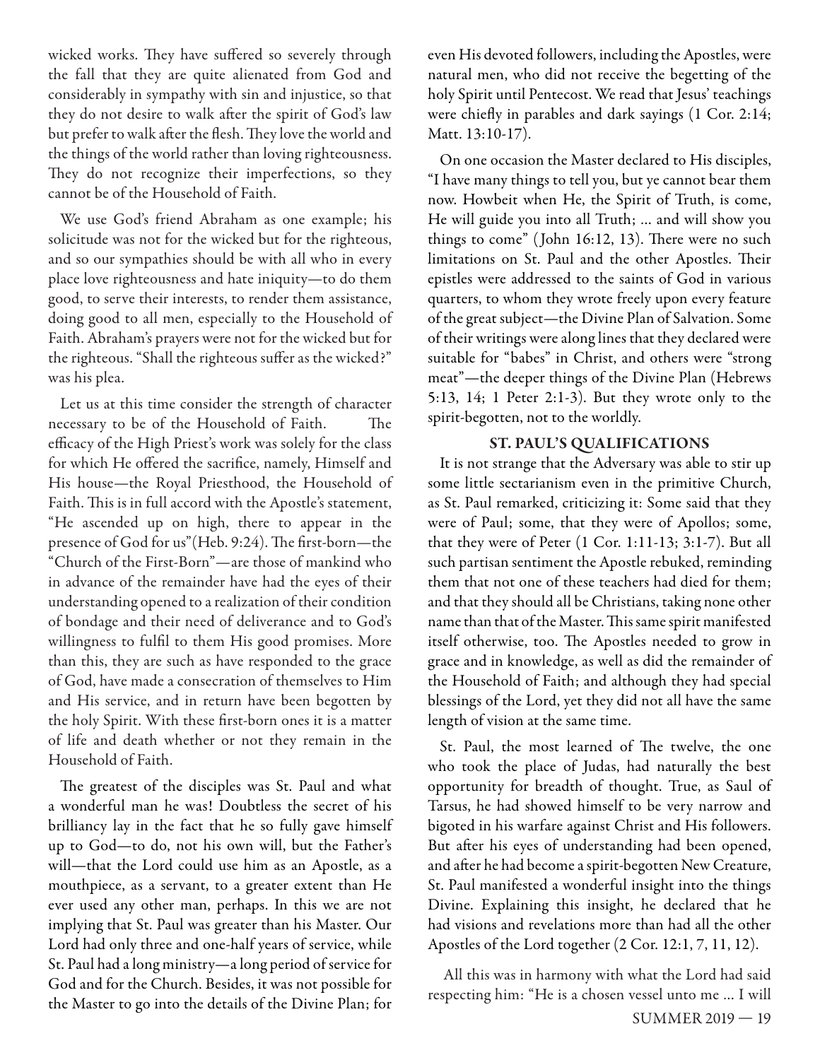wicked works. They have suffered so severely through the fall that they are quite alienated from God and considerably in sympathy with sin and injustice, so that they do not desire to walk after the spirit of God's law but prefer to walk after the flesh. They love the world and the things of the world rather than loving righteousness. They do not recognize their imperfections, so they cannot be of the Household of Faith.

We use God's friend Abraham as one example; his solicitude was not for the wicked but for the righteous, and so our sympathies should be with all who in every place love righteousness and hate iniquity—to do them good, to serve their interests, to render them assistance, doing good to all men, especially to the Household of Faith. Abraham's prayers were not for the wicked but for the righteous. "Shall the righteous suffer as the wicked?" was his plea.

Let us at this time consider the strength of character necessary to be of the Household of Faith. The efficacy of the High Priest's work was solely for the class for which He offered the sacrifice, namely, Himself and His house—the Royal Priesthood, the Household of Faith. This is in full accord with the Apostle's statement, "He ascended up on high, there to appear in the presence of God for us"(Heb. 9:24). The first-born—the "Church of the First-Born"—are those of mankind who in advance of the remainder have had the eyes of their understanding opened to a realization of their condition of bondage and their need of deliverance and to God's willingness to fulfil to them His good promises. More than this, they are such as have responded to the grace of God, have made a consecration of themselves to Him and His service, and in return have been begotten by the holy Spirit. With these first-born ones it is a matter of life and death whether or not they remain in the Household of Faith.

The greatest of the disciples was St. Paul and what a wonderful man he was! Doubtless the secret of his brilliancy lay in the fact that he so fully gave himself up to God—to do, not his own will, but the Father's will—that the Lord could use him as an Apostle, as a mouthpiece, as a servant, to a greater extent than He ever used any other man, perhaps. In this we are not implying that St. Paul was greater than his Master. Our Lord had only three and one-half years of service, while St. Paul had a long ministry—a long period of service for God and for the Church. Besides, it was not possible for the Master to go into the details of the Divine Plan; for even His devoted followers, including the Apostles, were natural men, who did not receive the begetting of the holy Spirit until Pentecost. We read that Jesus' teachings were chiefly in parables and dark sayings (1 Cor. 2:14; Matt. 13:10-17).

On one occasion the Master declared to His disciples, "I have many things to tell you, but ye cannot bear them now. Howbeit when He, the Spirit of Truth, is come, He will guide you into all Truth; ... and will show you things to come" (John 16:12, 13). There were no such limitations on St. Paul and the other Apostles. Their epistles were addressed to the saints of God in various quarters, to whom they wrote freely upon every feature of the great subject—the Divine Plan of Salvation. Some of their writings were along lines that they declared were suitable for "babes" in Christ, and others were "strong meat"—the deeper things of the Divine Plan (Hebrews 5:13, 14; 1 Peter 2:1-3). But they wrote only to the spirit-begotten, not to the worldly.

## ST. PAUL'S QUALIFICATIONS

It is not strange that the Adversary was able to stir up some little sectarianism even in the primitive Church, as St. Paul remarked, criticizing it: Some said that they were of Paul; some, that they were of Apollos; some, that they were of Peter (1 Cor. 1:11-13; 3:1-7). But all such partisan sentiment the Apostle rebuked, reminding them that not one of these teachers had died for them; and that they should all be Christians, taking none other name than that of the Master. This same spirit manifested itself otherwise, too. The Apostles needed to grow in grace and in knowledge, as well as did the remainder of the Household of Faith; and although they had special blessings of the Lord, yet they did not all have the same length of vision at the same time.

St. Paul, the most learned of The twelve, the one who took the place of Judas, had naturally the best opportunity for breadth of thought. True, as Saul of Tarsus, he had showed himself to be very narrow and bigoted in his warfare against Christ and His followers. But after his eyes of understanding had been opened, and after he had become a spirit-begotten New Creature, St. Paul manifested a wonderful insight into the things Divine. Explaining this insight, he declared that he had visions and revelations more than had all the other Apostles of the Lord together (2 Cor. 12:1, 7, 11, 12).

All this was in harmony with what the Lord had said respecting him: "He is a chosen vessel unto me ... I will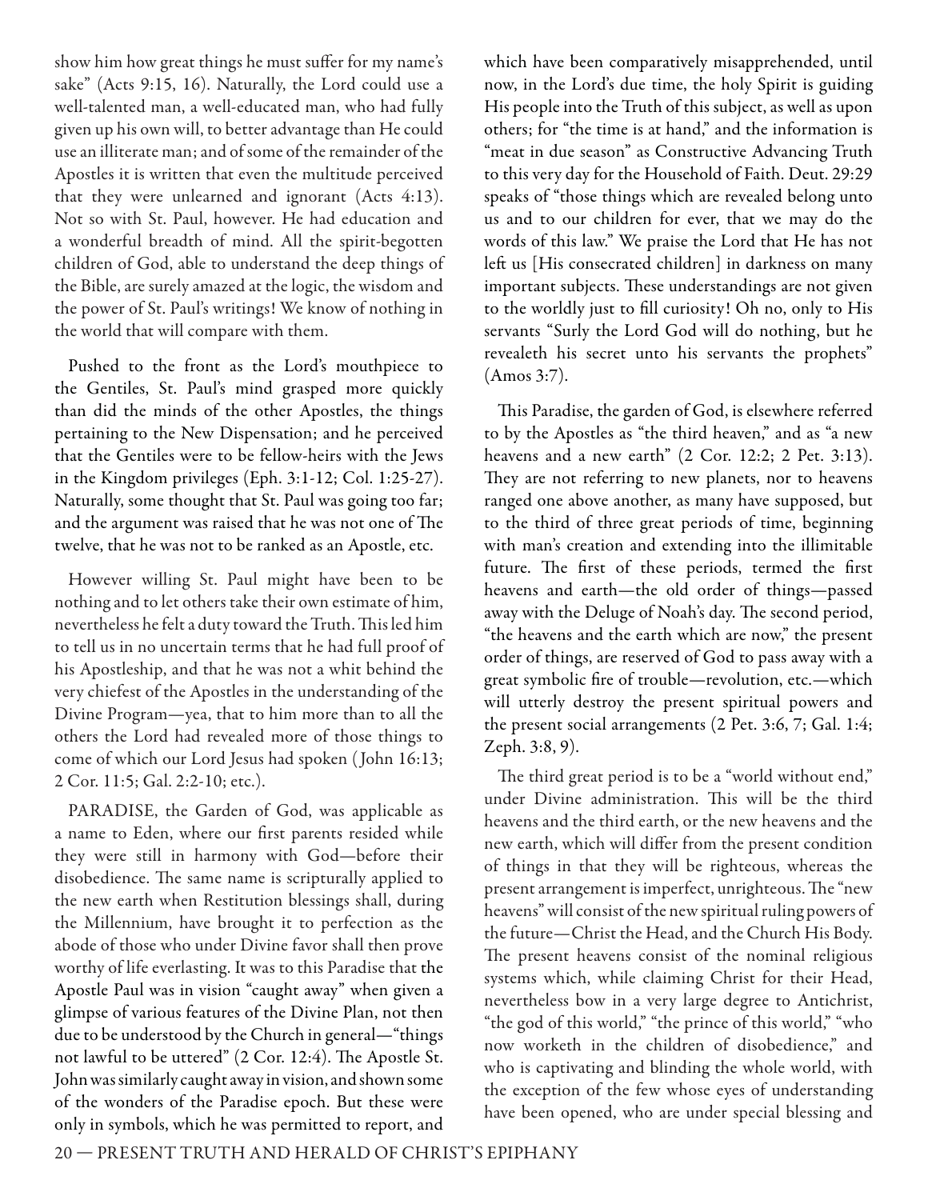show him how great things he must suffer for my name's sake" (Acts 9:15, 16). Naturally, the Lord could use a well-talented man, a well-educated man, who had fully given up his own will, to better advantage than He could use an illiterate man; and of some of the remainder of the Apostles it is written that even the multitude perceived that they were unlearned and ignorant (Acts 4:13). Not so with St. Paul, however. He had education and a wonderful breadth of mind. All the spirit-begotten children of God, able to understand the deep things of the Bible, are surely amazed at the logic, the wisdom and the power of St. Paul's writings! We know of nothing in the world that will compare with them.

Pushed to the front as the Lord's mouthpiece to the Gentiles, St. Paul's mind grasped more quickly than did the minds of the other Apostles, the things pertaining to the New Dispensation; and he perceived that the Gentiles were to be fellow-heirs with the Jews in the Kingdom privileges (Eph. 3:1-12; Col. 1:25-27). Naturally, some thought that St. Paul was going too far; and the argument was raised that he was not one of The twelve, that he was not to be ranked as an Apostle, etc.

However willing St. Paul might have been to be nothing and to let others take their own estimate of him, nevertheless he felt a duty toward the Truth. This led him to tell us in no uncertain terms that he had full proof of his Apostleship, and that he was not a whit behind the very chiefest of the Apostles in the understanding of the Divine Program—yea, that to him more than to all the others the Lord had revealed more of those things to come of which our Lord Jesus had spoken (John 16:13; 2 Cor. 11:5; Gal. 2:2-10; etc.).

PARADISE, the Garden of God, was applicable as a name to Eden, where our first parents resided while they were still in harmony with God—before their disobedience. The same name is scripturally applied to the new earth when Restitution blessings shall, during the Millennium, have brought it to perfection as the abode of those who under Divine favor shall then prove worthy of life everlasting. It was to this Paradise that the Apostle Paul was in vision "caught away" when given a glimpse of various features of the Divine Plan, not then due to be understood by the Church in general—"things not lawful to be uttered" (2 Cor. 12:4). The Apostle St. John was similarly caught away in vision, and shown some of the wonders of the Paradise epoch. But these were only in symbols, which he was permitted to report, and which have been comparatively misapprehended, until now, in the Lord's due time, the holy Spirit is guiding His people into the Truth of this subject, as well as upon others; for "the time is at hand," and the information is "meat in due season" as Constructive Advancing Truth to this very day for the Household of Faith. Deut. 29:29 speaks of "those things which are revealed belong unto us and to our children for ever, that we may do the words of this law." We praise the Lord that He has not left us [His consecrated children] in darkness on many important subjects. These understandings are not given to the worldly just to fill curiosity! Oh no, only to His servants "Surly the Lord God will do nothing, but he revealeth his secret unto his servants the prophets" (Amos 3:7).

This Paradise, the garden of God, is elsewhere referred to by the Apostles as "the third heaven," and as "a new heavens and a new earth" (2 Cor. 12:2; 2 Pet. 3:13). They are not referring to new planets, nor to heavens ranged one above another, as many have supposed, but to the third of three great periods of time, beginning with man's creation and extending into the illimitable future. The first of these periods, termed the first heavens and earth—the old order of things—passed away with the Deluge of Noah's day. The second period, "the heavens and the earth which are now," the present order of things, are reserved of God to pass away with a great symbolic fire of trouble—revolution, etc.—which will utterly destroy the present spiritual powers and the present social arrangements (2 Pet. 3:6, 7; Gal. 1:4; Zeph. 3:8, 9).

The third great period is to be a "world without end," under Divine administration. This will be the third heavens and the third earth, or the new heavens and the new earth, which will differ from the present condition of things in that they will be righteous, whereas the present arrangement is imperfect, unrighteous. The "new heavens" will consist of the new spiritual ruling powers of the future—Christ the Head, and the Church His Body. The present heavens consist of the nominal religious systems which, while claiming Christ for their Head, nevertheless bow in a very large degree to Antichrist, "the god of this world," "the prince of this world," "who now worketh in the children of disobedience," and who is captivating and blinding the whole world, with the exception of the few whose eyes of understanding have been opened, who are under special blessing and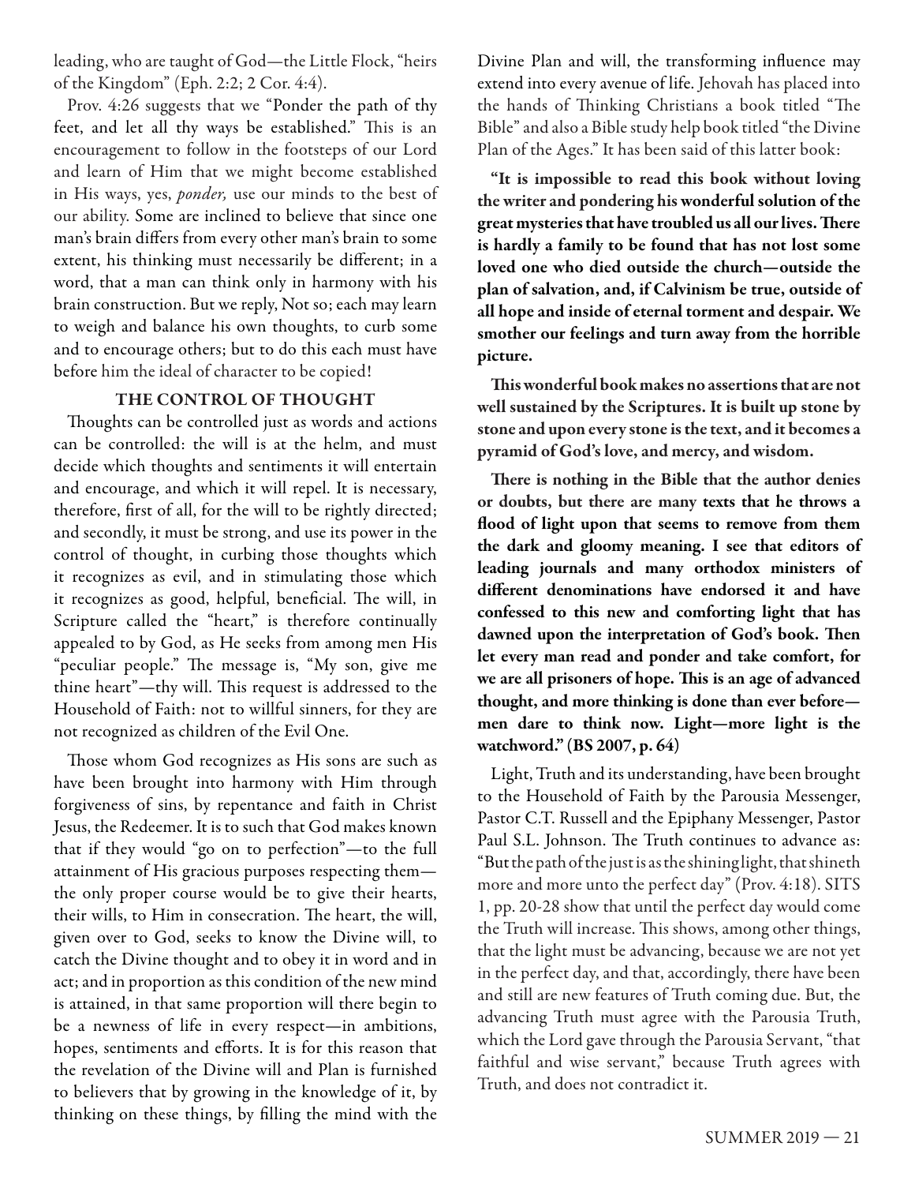leading, who are taught of God—the Little Flock, "heirs of the Kingdom" (Eph. 2:2; 2 Cor. 4:4).

Prov. 4:26 suggests that we "Ponder the path of thy feet, and let all thy ways be established." This is an encouragement to follow in the footsteps of our Lord and learn of Him that we might become established in His ways, yes, *ponder,* use our minds to the best of our ability. Some are inclined to believe that since one man's brain differs from every other man's brain to some extent, his thinking must necessarily be different; in a word, that a man can think only in harmony with his brain construction. But we reply, Not so; each may learn to weigh and balance his own thoughts, to curb some and to encourage others; but to do this each must have before him the ideal of character to be copied!

### THE CONTROL OF THOUGHT

Thoughts can be controlled just as words and actions can be controlled: the will is at the helm, and must decide which thoughts and sentiments it will entertain and encourage, and which it will repel. It is necessary, therefore, first of all, for the will to be rightly directed; and secondly, it must be strong, and use its power in the control of thought, in curbing those thoughts which it recognizes as evil, and in stimulating those which it recognizes as good, helpful, beneficial. The will, in Scripture called the "heart," is therefore continually appealed to by God, as He seeks from among men His "peculiar people." The message is, "My son, give me thine heart"—thy will. This request is addressed to the Household of Faith: not to willful sinners, for they are not recognized as children of the Evil One.

Those whom God recognizes as His sons are such as have been brought into harmony with Him through forgiveness of sins, by repentance and faith in Christ Jesus, the Redeemer. It is to such that God makes known that if they would "go on to perfection"—to the full attainment of His gracious purposes respecting them—the only proper course would be to give their hearts, their wills, to Him in consecration. The heart, the will, given over to God, seeks to know the Divine will, to catch the Divine thought and to obey it in word and in act; and in proportion as this condition of the new mind is attained, in that same proportion will there begin to be a newness of life in every respect—in ambitions, hopes, sentiments and efforts. It is for this reason that the revelation of the Divine will and Plan is furnished to believers that by growing in the knowledge of it, by thinking on these things, by filling the mind with the Divine Plan and will, the transforming influence may extend into every avenue of life. Jehovah has placed into the hands of Thinking Christians a book titled "The Bible" and also a Bible study help book titled "the Divine Plan of the Ages." It has been said of this latter book:

**"It is impossible to read this book without loving the writer and pondering his wonderful solution of the great mysteries that have troubled us all our lives. There is hardly a family to be found that has not lost some loved one who died outside the church—outside the plan of salvation, and, if Calvinism be true, outside of all hope and inside of eternal torment and despair. We smother our feelings and turn away from the horrible picture.**

**This wonderful book makes no assertions that are not well sustained by the Scriptures. It is built up stone by stone and upon every stone is the text, and it becomes a pyramid of God's love, and mercy, and wisdom.**

**There is nothing in the Bible that the author denies or doubts, but there are many texts that he throws a flood of light upon that seems to remove from them the dark and gloomy meaning. I see that editors of leading journals and many orthodox ministers of different denominations have endorsed it and have confessed to this new and comforting light that has dawned upon the interpretation of God's book. Then let every man read and ponder and take comfort, for we are all prisoners of hope. This is an age of advanced thought, and more thinking is done than ever before—men dare to think now. Light—more light is the watchword." (BS 2007, p. 64)**

Light, Truth and its understanding, have been brought to the Household of Faith by the Parousia Messenger, Pastor C.T. Russell and the Epiphany Messenger, Pastor Paul S.L. Johnson. The Truth continues to advance as: "But the path of the just is as the shining light, that shineth more and more unto the perfect day" (Prov. 4:18). SITS 1, pp. 20-28 show that until the perfect day would come the Truth will increase. This shows, among other things, that the light must be advancing, because we are not yet in the perfect day, and that, accordingly, there have been and still are new features of Truth coming due. But, the advancing Truth must agree with the Parousia Truth, which the Lord gave through the Parousia Servant, "that faithful and wise servant," because Truth agrees with Truth, and does not contradict it.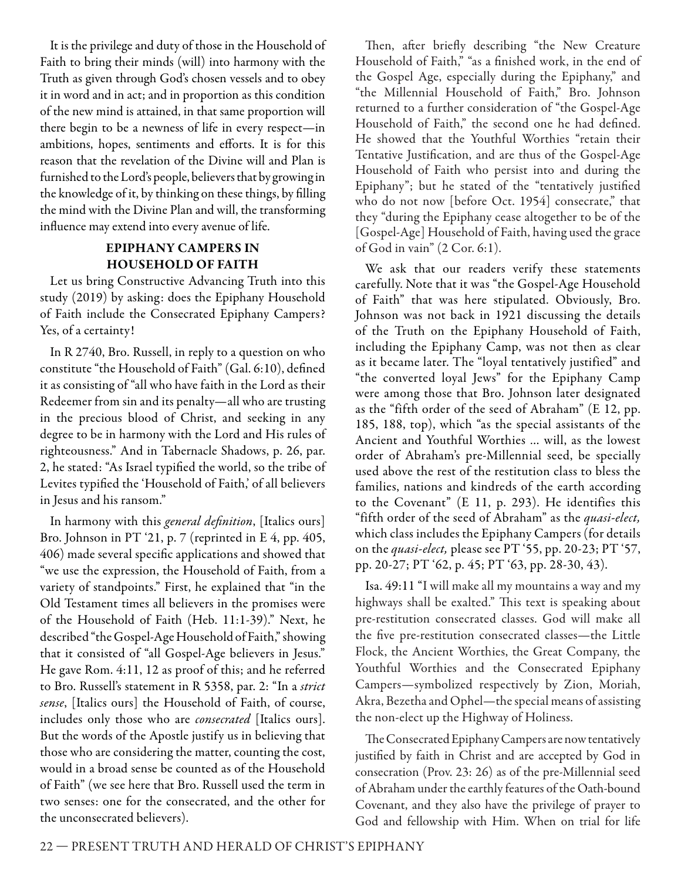It is the privilege and duty of those in the Household of Faith to bring their minds (will) into harmony with the Truth as given through God's chosen vessels and to obey it in word and in act; and in proportion as this condition of the new mind is attained, in that same proportion will there begin to be a newness of life in every respect—in ambitions, hopes, sentiments and efforts. It is for this reason that the revelation of the Divine will and Plan is furnished to the Lord's people, believers that by growing in the knowledge of it, by thinking on these things, by filling the mind with the Divine Plan and will, the transforming influence may extend into every avenue of life.

## EPIPHANY CAMPERS IN HOUSEHOLD OF FAITH

Let us bring Constructive Advancing Truth into this study (2019) by asking: does the Epiphany Household of Faith include the Consecrated Epiphany Campers? Yes, of a certainty!

In R 2740, Bro. Russell, in reply to a question on who constitute "the Household of Faith" (Gal. 6:10), defined it as consisting of "all who have faith in the Lord as their Redeemer from sin and its penalty—all who are trusting in the precious blood of Christ, and seeking in any degree to be in harmony with the Lord and His rules of righteousness." And in Tabernacle Shadows, p. 26, par. 2, he stated: "As Israel typified the world, so the tribe of Levites typified the 'Household of Faith,' of all believers in Jesus and his ransom."

In harmony with this *general definition*, [Italics ours] Bro. Johnson in PT '21, p. 7 (reprinted in E 4, pp. 405, 406) made several specific applications and showed that "we use the expression, the Household of Faith, from a variety of standpoints." First, he explained that "in the Old Testament times all believers in the promises were of the Household of Faith (Heb. 11:1-39)." Next, he described "the Gospel-Age Household of Faith," showing that it consisted of "all Gospel-Age believers in Jesus." He gave Rom. 4:11, 12 as proof of this; and he referred to Bro. Russell's statement in R 5358, par. 2: "In a *strict sense*, [Italics ours] the Household of Faith, of course, includes only those who are *consecrated* [Italics ours]. But the words of the Apostle justify us in believing that those who are considering the matter, counting the cost, would in a broad sense be counted as of the Household of Faith" (we see here that Bro. Russell used the term in two senses: one for the consecrated, and the other for the unconsecrated believers).

Then, after briefly describing "the New Creature Household of Faith," "as a finished work, in the end of the Gospel Age, especially during the Epiphany," and "the Millennial Household of Faith," Bro. Johnson returned to a further consideration of "the Gospel-Age Household of Faith," the second one he had defined. He showed that the Youthful Worthies "retain their Tentative Justification, and are thus of the Gospel-Age Household of Faith who persist into and during the Epiphany"; but he stated of the "tentatively justified who do not now [before Oct. 1954] consecrate," that they "during the Epiphany cease altogether to be of the [Gospel-Age] Household of Faith, having used the grace of God in vain" (2 Cor. 6:1).

We ask that our readers verify these statements carefully. Note that it was "the Gospel-Age Household of Faith" that was here stipulated. Obviously, Bro. Johnson was not back in 1921 discussing the details of the Truth on the Epiphany Household of Faith, including the Epiphany Camp, was not then as clear as it became later. The "loyal tentatively justified" and "the converted loyal Jews" for the Epiphany Camp were among those that Bro. Johnson later designated as the "fifth order of the seed of Abraham" (E 12, pp. 185, 188, top), which "as the special assistants of the Ancient and Youthful Worthies ... will, as the lowest order of Abraham's pre-Millennial seed, be specially used above the rest of the restitution class to bless the families, nations and kindreds of the earth according to the Covenant" (E 11, p. 293). He identifies this "fifth order of the seed of Abraham" as the *quasi-elect,* which class includes the Epiphany Campers (for details on the *quasi-elect,* please see PT '55, pp. 20-23; PT '57, pp. 20-27; PT '62, p. 45; PT '63, pp. 28-30, 43).

Isa. 49:11 "I will make all my mountains a way and my highways shall be exalted." This text is speaking about pre-restitution consecrated classes. God will make all the five pre-restitution consecrated classes—the Little Flock, the Ancient Worthies, the Great Company, the Youthful Worthies and the Consecrated Epiphany Campers—symbolized respectively by Zion, Moriah, Akra, Bezetha and Ophel—the special means of assisting the non-elect up the Highway of Holiness.

The Consecrated Epiphany Campers are now tentatively justified by faith in Christ and are accepted by God in consecration (Prov. 23: 26) as of the pre-Millennial seed of Abraham under the earthly features of the Oath-bound Covenant, and they also have the privilege of prayer to God and fellowship with Him. When on trial for life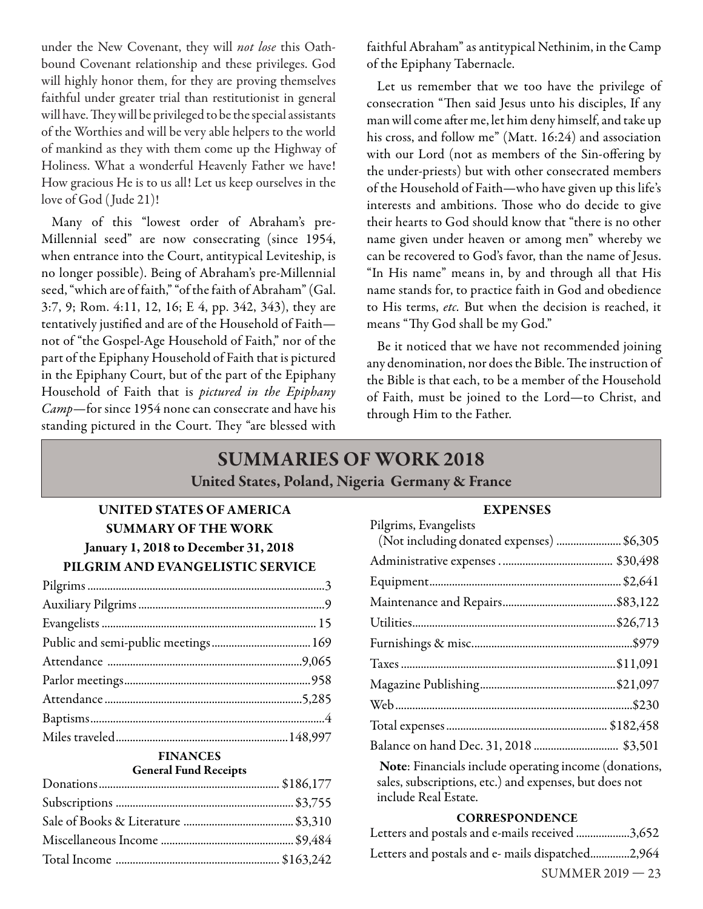under the New Covenant, they will *not lose* this Oath-bound Covenant relationship and these privileges. God will highly honor them, for they are proving themselves faithful under greater trial than restitutionist in general will have. They will be privileged to be the special assistants of the Worthies and will be very able helpers to the world of mankind as they with them come up the Highway of Holiness. What a wonderful Heavenly Father we have! How gracious He is to us all! Let us keep ourselves in the love of God (Jude 21)!

Many of this "lowest order of Abraham's pre-Millennial seed" are now consecrating (since 1954, when entrance into the Court, antitypical Leviteship, is no longer possible). Being of Abraham's pre-Millennial seed, "which are of faith," "of the faith of Abraham" (Gal. 3:7, 9; Rom. 4:11, 12, 16; E 4, pp. 342, 343), they are tentatively justified and are of the Household of Faith—not of "the Gospel-Age Household of Faith," nor of the part of the Epiphany Household of Faith that is pictured in the Epiphany Court, but of the part of the Epiphany Household of Faith that is *pictured in the Epiphany Camp*—for since 1954 none can consecrate and have his standing pictured in the Court. They "are blessed with faithful Abraham" as antitypical Nethinim, in the Camp of the Epiphany Tabernacle.

Let us remember that we too have the privilege of consecration "Then said Jesus unto his disciples, If any man will come after me, let him deny himself, and take up his cross, and follow me" (Matt. 16:24) and association with our Lord (not as members of the Sin-offering by the under-priests) but with other consecrated members of the Household of Faith—who have given up this life's interests and ambitions. Those who do decide to give their hearts to God should know that "there is no other name given under heaven or among men" whereby we can be recovered to God's favor, than the name of Jesus. "In His name" means in, by and through all that His name stands for, to practice faith in God and obedience to His terms, *etc.* But when the decision is reached, it means "Thy God shall be my God."

Be it noticed that we have not recommended joining any denomination, nor does the Bible. The instruction of the Bible is that each, to be a member of the Household of Faith, must be joined to the Lord—to Christ, and through Him to the Father.

## SUMMARIES OF WORK 2018

### United States, Poland, Nigeria Germany & France

### UNITED STATES OF AMERICA SUMMARY OF THE WORK

#### January 1, 2018 to December 31, 2018

#### PILGRIM AND EVANGELISTIC SERVICE

| | |
|---|---|
| Pilgrims | 3 |
| Auxiliary Pilgrims | 9 |
| Evangelists | 15 |
| Public and semi-public meetings | 169 |
| Attendance | 9,065 |
| Parlor meetings | 958 |
| Attendance | 5,285 |
| Baptisms | 4 |
| Miles traveled | 148,997 |

#### FINANCES

**General Fund Receipts**

| | |
|---|---|
| Donations | $186,177 |
| Subscriptions | $3,755 |
| Sale of Books & Literature | $3,310 |
| Miscellaneous Income | $9,484 |
| Total Income | $163,242 |

#### EXPENSES

| | |
|---|---|
| Pilgrims, Evangelists (Not including donated expenses) | $6,305 |
| Administrative expenses | $30,498 |
| Equipment | $2,641 |
| Maintenance and Repairs | $83,122 |
| Utilities | $26,713 |
| Furnishings & misc. | $979 |
| Taxes | $11,091 |
| Magazine Publishing | $21,097 |
| Web | $230 |
| Total expenses | $182,458 |
| Balance on hand Dec. 31, 2018 | $3,501 |

**Note**: Financials include operating income (donations, sales, subscriptions, etc.) and expenses, but does not include Real Estate.

#### CORRESPONDENCE

| | |
|---|---|
| Letters and postals and e-mails received | 3,652 |
| Letters and postals and e- mails dispatched | 2,964 |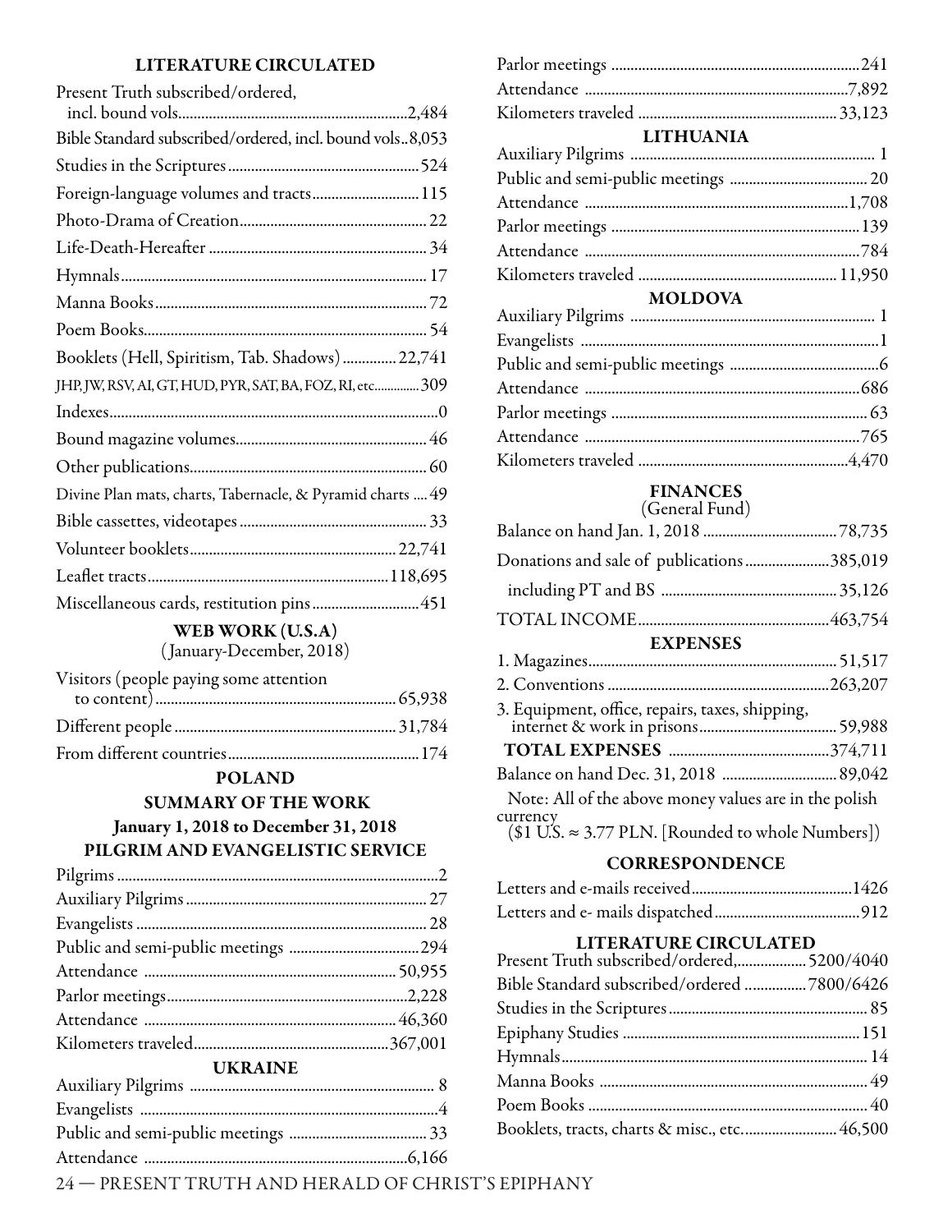### LITERATURE CIRCULATED

| | |
|---|---|
| Present Truth subscribed/ordered, incl. bound vols | 2,484 |
| Bible Standard subscribed/ordered, incl. bound vols | 8,053 |
| Studies in the Scriptures | 524 |
| Foreign-language volumes and tracts | 115 |
| Photo-Drama of Creation | 22 |
| Life-Death-Hereafter | 34 |
| Hymnals | 17 |
| Manna Books | 72 |
| Poem Books | 54 |
| Booklets (Hell, Spiritism, Tab. Shadows) | 22,741 |
| JHP, JW, RSV, AI, GT, HUD, PYR, SAT, BA, FOZ, RI, etc. | 309 |
| Indexes | 0 |
| Bound magazine volumes | 46 |
| Other publications | 60 |
| Divine Plan mats, charts, Tabernacle, & Pyramid charts | 49 |
| Bible cassettes, videotapes | 33 |
| Volunteer booklets | 22,741 |
| Leaflet tracts | 118,695 |
| Miscellaneous cards, restitution pins | 451 |

### WEB WORK (U.S.A)

(January-December, 2018)

| | |
|---|---|
| Visitors (people paying some attention to content) | 65,938 |
| Different people | 31,784 |
| From different countries | 174 |

## POLAND

### SUMMARY OF THE WORK

### January 1, 2018 to December 31, 2018

### PILGRIM AND EVANGELISTIC SERVICE

| | |
|---|---|
| Pilgrims | 2 |
| Auxiliary Pilgrims | 27 |
| Evangelists | 28 |
| Public and semi-public meetings | 294 |
| Attendance | 50,955 |
| Parlor meetings | 2,228 |
| Attendance | 46,360 |
| Kilometers traveled | 367,001 |

### UKRAINE

| | |
|---|---|
| Auxiliary Pilgrims | 8 |
| Evangelists | 4 |
| Public and semi-public meetings | 33 |
| Attendance | 6,166 |
| Parlor meetings | 241 |
| Attendance | 7,892 |
| Kilometers traveled | 33,123 |

### LITHUANIA

| | |
|---|---|
| Auxiliary Pilgrims | 1 |
| Public and semi-public meetings | 20 |
| Attendance | 1,708 |
| Parlor meetings | 139 |
| Attendance | 784 |
| Kilometers traveled | 11,950 |

### MOLDOVA

| | |
|---|---|
| Auxiliary Pilgrims | 1 |
| Evangelists | 1 |
| Public and semi-public meetings | 6 |
| Attendance | 686 |
| Parlor meetings | 63 |
| Attendance | 765 |
| Kilometers traveled | 4,470 |

### FINANCES

(General Fund)

| | |
|---|---|
| Balance on hand Jan. 1, 2018 | 78,735 |
| Donations and sale of publications | 385,019 |
| including PT and BS | 35,126 |
| TOTAL INCOME | 463,754 |

### EXPENSES

| | |
|---|---|
| 1. Magazines | 51,517 |
| 2. Conventions | 263,207 |
| 3. Equipment, office, repairs, taxes, shipping, internet & work in prisons | 59,988 |
| **TOTAL EXPENSES** | 374,711 |
| Balance on hand Dec. 31, 2018 | 89,042 |

Note: All of the above money values are in the polish currency ($1 U.S. ≈ 3.77 PLN. [Rounded to whole Numbers])

### CORRESPONDENCE

| | |
|---|---|
| Letters and e-mails received | 1426 |
| Letters and e- mails dispatched | 912 |

### LITERATURE CIRCULATED

| | |
|---|---|
| Present Truth subscribed/ordered, | 5200/4040 |
| Bible Standard subscribed/ordered | 7800/6426 |
| Studies in the Scriptures | 85 |
| Epiphany Studies | 151 |
| Hymnals | 14 |
| Manna Books | 49 |
| Poem Books | 40 |
| Booklets, tracts, charts & misc., etc. | 46,500 |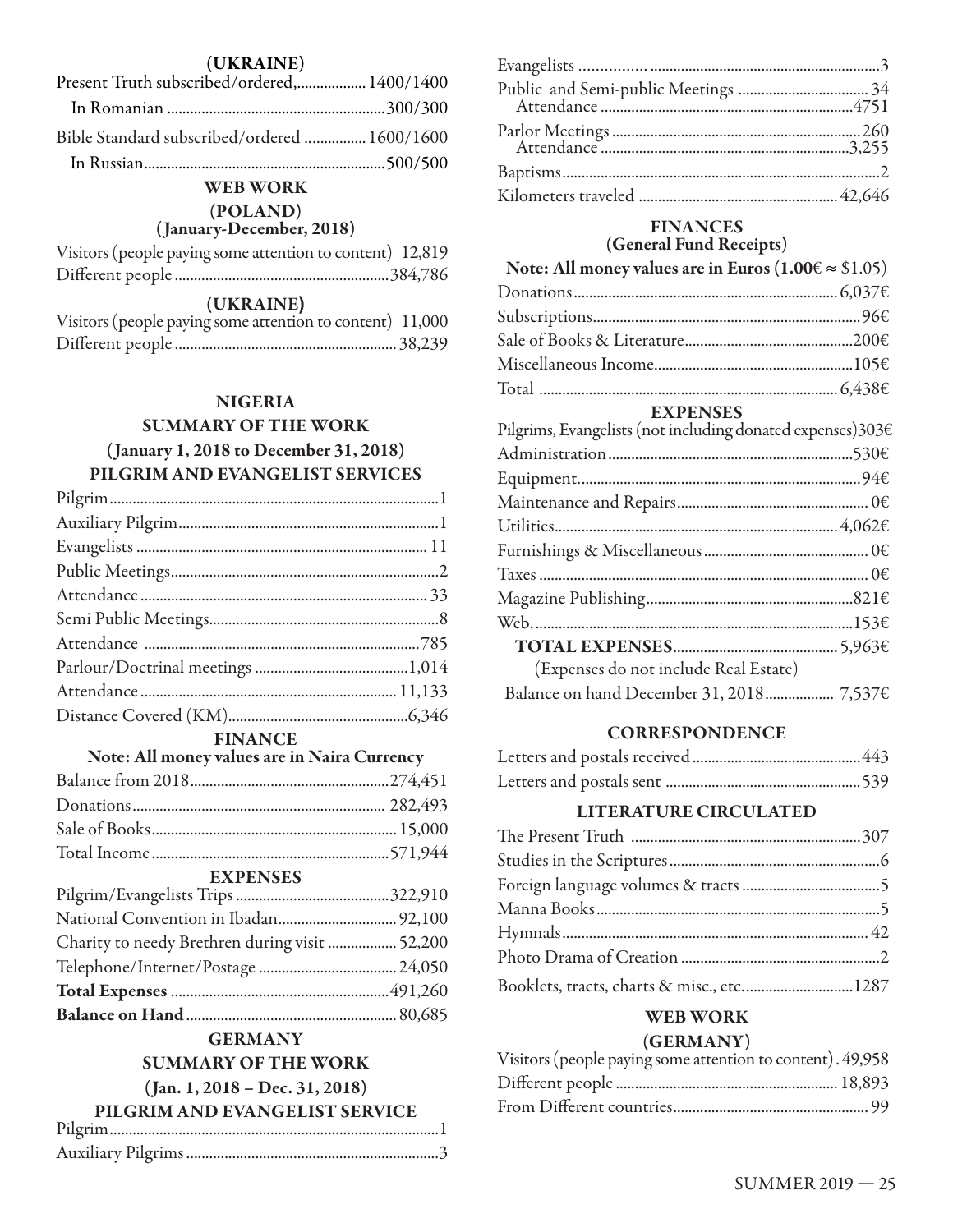### (UKRAINE)

| | |
|---|---|
| Present Truth subscribed/ordered, | 1400/1400 |
| In Romanian | 300/300 |
| Bible Standard subscribed/ordered | 1600/1600 |
| In Russian | 500/500 |

### WEB WORK

#### (POLAND)
#### (January-December, 2018)

| | |
|---|---|
| Visitors (people paying some attention to content) | 12,819 |
| Different people | 384,786 |

#### (UKRAINE)

| | |
|---|---|
| Visitors (people paying some attention to content) | 11,000 |
| Different people | 38,239 |

## NIGERIA

### SUMMARY OF THE WORK

#### (January 1, 2018 to December 31, 2018)

#### PILGRIM AND EVANGELIST SERVICES

| | |
|---|---|
| Pilgrim | 1 |
| Auxiliary Pilgrim | 1 |
| Evangelists | 11 |
| Public Meetings | 2 |
| Attendance | 33 |
| Semi Public Meetings | 8 |
| Attendance | 785 |
| Parlour/Doctrinal meetings | 1,014 |
| Attendance | 11,133 |
| Distance Covered (KM) | 6,346 |

#### FINANCE

**Note: All money values are in Naira Currency**

| | |
|---|---|
| Balance from 2018 | 274,451 |
| Donations | 282,493 |
| Sale of Books | 15,000 |
| Total Income | 571,944 |

#### EXPENSES

| | |
|---|---|
| Pilgrim/Evangelists Trips | 322,910 |
| National Convention in Ibadan | 92,100 |
| Charity to needy Brethren during visit | 52,200 |
| Telephone/Internet/Postage | 24,050 |
| **Total Expenses** | 491,260 |
| **Balance on Hand** | 80,685 |

## GERMANY

### SUMMARY OF THE WORK

#### (Jan. 1, 2018 – Dec. 31, 2018)

#### PILGRIM AND EVANGELIST SERVICE

| | |
|---|---|
| Pilgrim | 1 |
| Auxiliary Pilgrims | 3 |
| Evangelists | 3 |
| Public and Semi-public Meetings | 34 |
| Attendance | 4751 |
| Parlor Meetings | 260 |
| Attendance | 3,255 |
| Baptisms | 2 |
| Kilometers traveled | 42,646 |

#### FINANCES
#### (General Fund Receipts)

**Note: All money values are in Euros (1.00€ ≈ $1.05)**

| | |
|---|---|
| Donations | 6,037€ |
| Subscriptions | 96€ |
| Sale of Books & Literature | 200€ |
| Miscellaneous Income | 105€ |
| Total | 6,438€ |

#### EXPENSES

| | |
|---|---|
| Pilgrims, Evangelists (not including donated expenses) | 303€ |
| Administration | 530€ |
| Equipment. | 94€ |
| Maintenance and Repairs | 0€ |
| Utilities | 4,062€ |
| Furnishings & Miscellaneous | 0€ |
| Taxes | 0€ |
| Magazine Publishing | 821€ |
| Web. | 153€ |
| **TOTAL EXPENSES** | 5,963€ |
| (Expenses do not include Real Estate) | |
| Balance on hand December 31, 2018 | 7,537€ |

#### CORRESPONDENCE

| | |
|---|---|
| Letters and postals received | 443 |
| Letters and postals sent | 539 |

#### LITERATURE CIRCULATED

| | |
|---|---|
| The Present Truth | 307 |
| Studies in the Scriptures | 6 |
| Foreign language volumes & tracts | 5 |
| Manna Books | 5 |
| Hymnals | 42 |
| Photo Drama of Creation | 2 |
| Booklets, tracts, charts & misc., etc. | 1287 |

#### WEB WORK
#### (GERMANY)

| | |
|---|---|
| Visitors (people paying some attention to content) | 49,958 |
| Different people | 18,893 |
| From Different countries | 99 |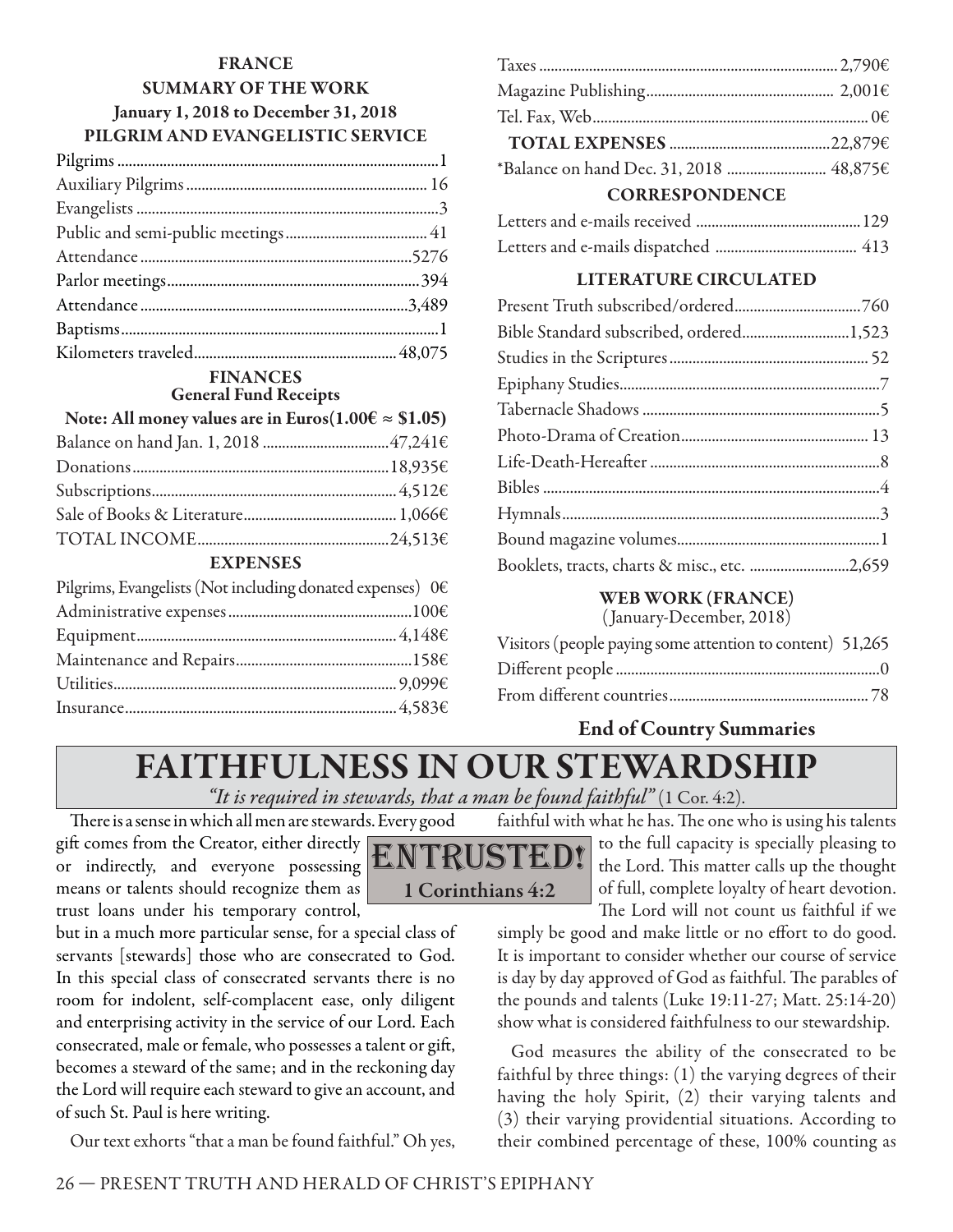## FRANCE

### SUMMARY OF THE WORK

### January 1, 2018 to December 31, 2018

### PILGRIM AND EVANGELISTIC SERVICE

| | |
|---|---|
| Pilgrims | 1 |
| Auxiliary Pilgrims | 16 |
| Evangelists | 3 |
| Public and semi-public meetings | 41 |
| Attendance | 5276 |
| Parlor meetings | 394 |
| Attendance | 3,489 |
| Baptisms | 1 |
| Kilometers traveled | 48,075 |

### FINANCES

#### General Fund Receipts

**Note: All money values are in Euros(1.00€ ≈ $1.05)**

| | |
|---|---|
| Balance on hand Jan. 1, 2018 | 47,241€ |
| Donations | 18,935€ |
| Subscriptions | 4,512€ |
| Sale of Books & Literature | 1,066€ |
| TOTAL INCOME | 24,513€ |

### EXPENSES

| | |
|---|---|
| Pilgrims, Evangelists (Not including donated expenses) | 0€ |
| Administrative expenses | 100€ |
| Equipment | 4,148€ |
| Maintenance and Repairs | 158€ |
| Utilities | 9,099€ |
| Insurance | 4,583€ |
| Taxes | 2,790€ |
| Magazine Publishing | 2,001€ |
| Tel. Fax, Web | 0€ |
| **TOTAL EXPENSES** | 22,879€ |
| *Balance on hand Dec. 31, 2018 | 48,875€ |

### CORRESPONDENCE

| | |
|---|---|
| Letters and e-mails received | 129 |
| Letters and e-mails dispatched | 413 |

### LITERATURE CIRCULATED

| | |
|---|---|
| Present Truth subscribed/ordered | 760 |
| Bible Standard subscribed, ordered | 1,523 |
| Studies in the Scriptures | 52 |
| Epiphany Studies | 7 |
| Tabernacle Shadows | 5 |
| Photo-Drama of Creation | 13 |
| Life-Death-Hereafter | 8 |
| Bibles | 4 |
| Hymnals | 3 |
| Bound magazine volumes | 1 |
| Booklets, tracts, charts & misc., etc. | 2,659 |

### WEB WORK (FRANCE)

(January-December, 2018)

| | |
|---|---|
| Visitors (people paying some attention to content) | 51,265 |
| Different people | 0 |
| From different countries | 78 |

**End of Country Summaries**

# FAITHFULNESS IN OUR STEWARDSHIP

*"It is required in stewards, that a man be found faithful"* (1 Cor. 4:2).

**ENTRUSTED!**
**1 Corinthians 4:2**

There is a sense in which all men are stewards. Every good gift comes from the Creator, either directly or indirectly, and everyone possessing means or talents should recognize them as trust loans under his temporary control, but in a much more particular sense, for a special class of servants [stewards] those who are consecrated to God. In this special class of consecrated servants there is no room for indolent, self-complacent ease, only diligent and enterprising activity in the service of our Lord. Each consecrated, male or female, who possesses a talent or gift, becomes a steward of the same; and in the reckoning day the Lord will require each steward to give an account, and of such St. Paul is here writing.

Our text exhorts "that a man be found faithful." Oh yes, faithful with what he has. The one who is using his talents to the full capacity is specially pleasing to the Lord. This matter calls up the thought of full, complete loyalty of heart devotion. The Lord will not count us faithful if we simply be good and make little or no effort to do good. It is important to consider whether our course of service is day by day approved of God as faithful. The parables of the pounds and talents (Luke 19:11-27; Matt. 25:14-20) show what is considered faithfulness to our stewardship.

God measures the ability of the consecrated to be faithful by three things: (1) the varying degrees of their having the holy Spirit, (2) their varying talents and (3) their varying providential situations. According to their combined percentage of these, 100% counting as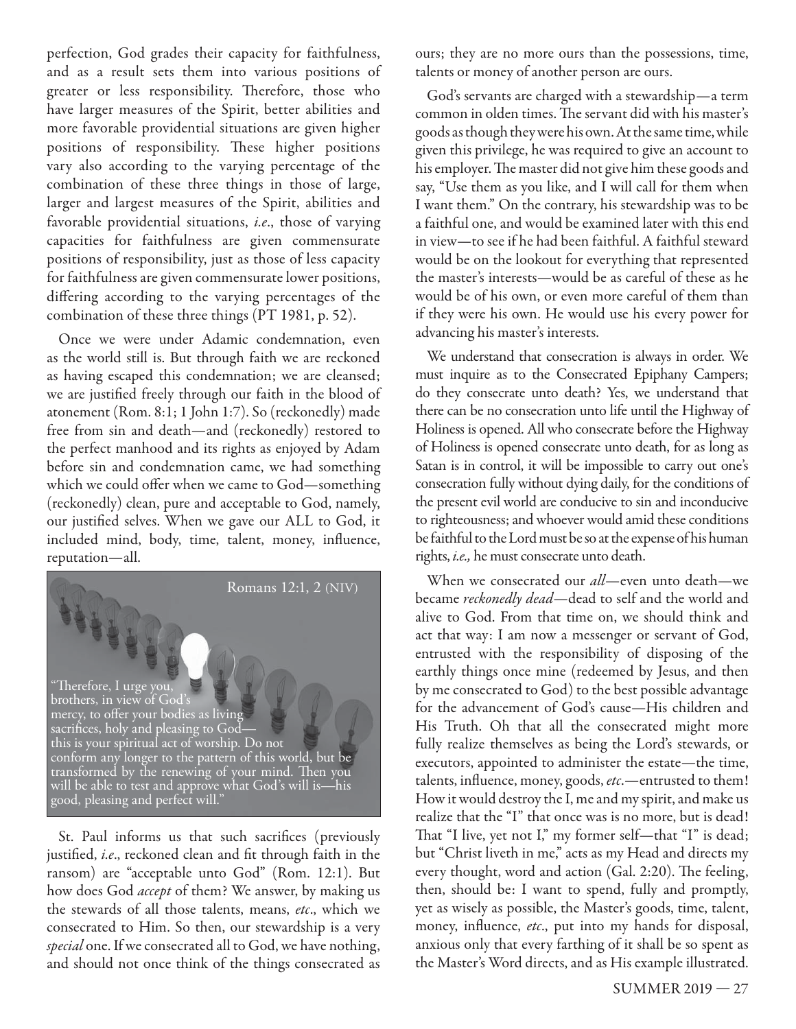perfection, God grades their capacity for faithfulness, and as a result sets them into various positions of greater or less responsibility. Therefore, those who have larger measures of the Spirit, better abilities and more favorable providential situations are given higher positions of responsibility. These higher positions vary also according to the varying percentage of the combination of these three things in those of large, larger and largest measures of the Spirit, abilities and favorable providential situations, *i.e*., those of varying capacities for faithfulness are given commensurate positions of responsibility, just as those of less capacity for faithfulness are given commensurate lower positions, differing according to the varying percentages of the combination of these three things (PT 1981, p. 52).

Once we were under Adamic condemnation, even as the world still is. But through faith we are reckoned as having escaped this condemnation; we are cleansed; we are justified freely through our faith in the blood of atonement (Rom. 8:1; 1 John 1:7). So (reckonedly) made free from sin and death—and (reckonedly) restored to the perfect manhood and its rights as enjoyed by Adam before sin and condemnation came, we had something which we could offer when we came to God—something (reckonedly) clean, pure and acceptable to God, namely, our justified selves. When we gave our ALL to God, it included mind, body, time, talent, money, influence, reputation—all.

Romans 12:1, 2 (NIV)

"Therefore, I urge you, brothers, in view of God's mercy, to offer your bodies as living sacrifices, holy and pleasing to God—this is your spiritual act of worship. Do not conform any longer to the pattern of this world, but be transformed by the renewing of your mind. Then you will be able to test and approve what God's will is—his good, pleasing and perfect will."

St. Paul informs us that such sacrifices (previously justified, *i.e*., reckoned clean and fit through faith in the ransom) are "acceptable unto God" (Rom. 12:1). But how does God *accept* of them? We answer, by making us the stewards of all those talents, means, *etc*., which we consecrated to Him. So then, our stewardship is a very *special* one. If we consecrated all to God, we have nothing, and should not once think of the things consecrated as ours; they are no more ours than the possessions, time, talents or money of another person are ours.

God's servants are charged with a stewardship—a term common in olden times. The servant did with his master's goods as though they were his own. At the same time, while given this privilege, he was required to give an account to his employer. The master did not give him these goods and say, "Use them as you like, and I will call for them when I want them." On the contrary, his stewardship was to be a faithful one, and would be examined later with this end in view—to see if he had been faithful. A faithful steward would be on the lookout for everything that represented the master's interests—would be as careful of these as he would be of his own, or even more careful of them than if they were his own. He would use his every power for advancing his master's interests.

We understand that consecration is always in order. We must inquire as to the Consecrated Epiphany Campers; do they consecrate unto death? Yes, we understand that there can be no consecration unto life until the Highway of Holiness is opened. All who consecrate before the Highway of Holiness is opened consecrate unto death, for as long as Satan is in control, it will be impossible to carry out one's consecration fully without dying daily, for the conditions of the present evil world are conducive to sin and inconducive to righteousness; and whoever would amid these conditions be faithful to the Lord must be so at the expense of his human rights, *i.e.,* he must consecrate unto death.

When we consecrated our *all*—even unto death—we became *reckonedly dead*—dead to self and the world and alive to God. From that time on, we should think and act that way: I am now a messenger or servant of God, entrusted with the responsibility of disposing of the earthly things once mine (redeemed by Jesus, and then by me consecrated to God) to the best possible advantage for the advancement of God's cause—His children and His Truth. Oh that all the consecrated might more fully realize themselves as being the Lord's stewards, or executors, appointed to administer the estate—the time, talents, influence, money, goods, *etc*.—entrusted to them! How it would destroy the I, me and my spirit, and make us realize that the "I" that once was is no more, but is dead! That "I live, yet not I," my former self—that "I" is dead; but "Christ liveth in me," acts as my Head and directs my every thought, word and action (Gal. 2:20). The feeling, then, should be: I want to spend, fully and promptly, yet as wisely as possible, the Master's goods, time, talent, money, influence, *etc*., put into my hands for disposal, anxious only that every farthing of it shall be so spent as the Master's Word directs, and as His example illustrated.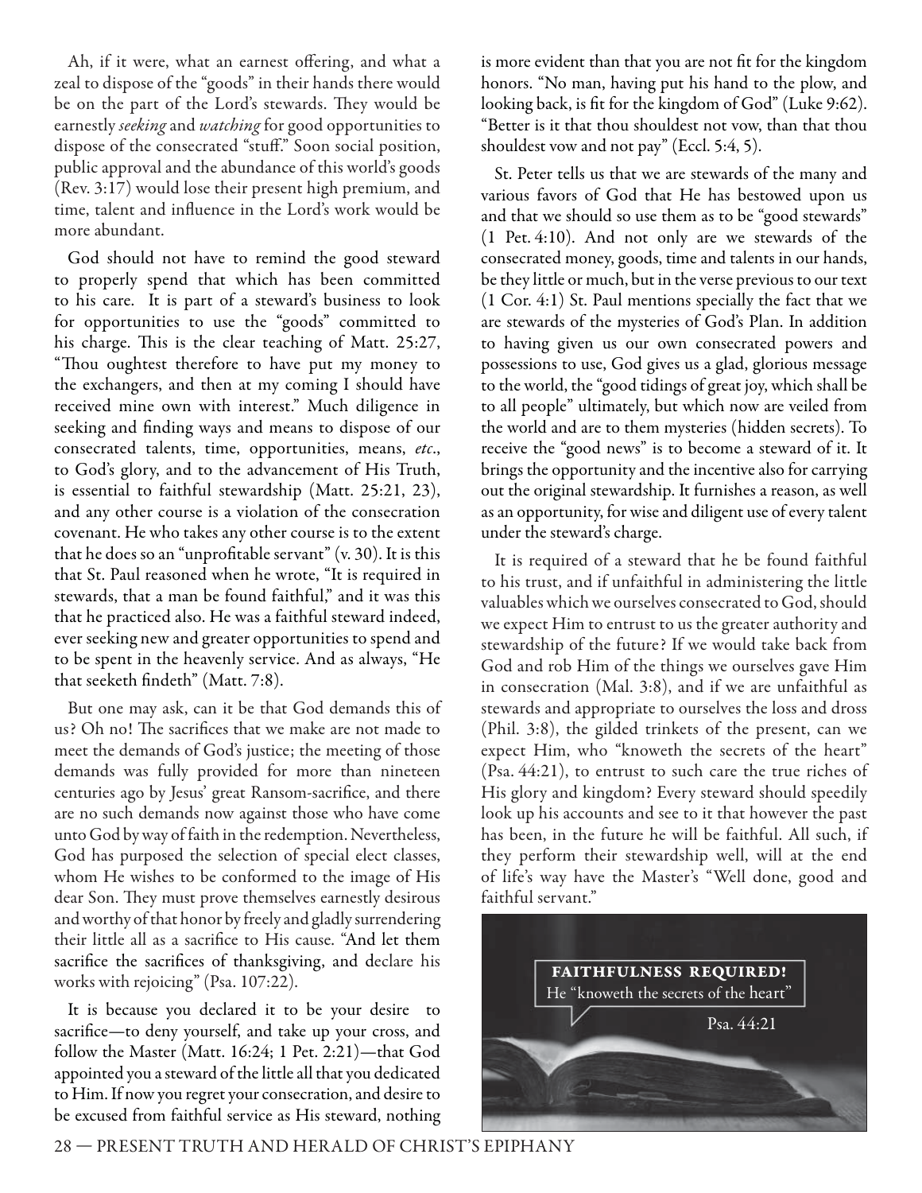Ah, if it were, what an earnest offering, and what a zeal to dispose of the "goods" in their hands there would be on the part of the Lord's stewards. They would be earnestly *seeking* and *watching* for good opportunities to dispose of the consecrated "stuff." Soon social position, public approval and the abundance of this world's goods (Rev. 3:17) would lose their present high premium, and time, talent and influence in the Lord's work would be more abundant.

God should not have to remind the good steward to properly spend that which has been committed to his care. It is part of a steward's business to look for opportunities to use the "goods" committed to his charge. This is the clear teaching of Matt. 25:27, "Thou oughtest therefore to have put my money to the exchangers, and then at my coming I should have received mine own with interest." Much diligence in seeking and finding ways and means to dispose of our consecrated talents, time, opportunities, means, *etc*., to God's glory, and to the advancement of His Truth, is essential to faithful stewardship (Matt. 25:21, 23), and any other course is a violation of the consecration covenant. He who takes any other course is to the extent that he does so an "unprofitable servant" (v. 30). It is this that St. Paul reasoned when he wrote, "It is required in stewards, that a man be found faithful," and it was this that he practiced also. He was a faithful steward indeed, ever seeking new and greater opportunities to spend and to be spent in the heavenly service. And as always, "He that seeketh findeth" (Matt. 7:8).

But one may ask, can it be that God demands this of us? Oh no! The sacrifices that we make are not made to meet the demands of God's justice; the meeting of those demands was fully provided for more than nineteen centuries ago by Jesus' great Ransom-sacrifice, and there are no such demands now against those who have come unto God by way of faith in the redemption. Nevertheless, God has purposed the selection of special elect classes, whom He wishes to be conformed to the image of His dear Son. They must prove themselves earnestly desirous and worthy of that honor by freely and gladly surrendering their little all as a sacrifice to His cause. "And let them sacrifice the sacrifices of thanksgiving, and declare his works with rejoicing" (Psa. 107:22).

It is because you declared it to be your desire to sacrifice—to deny yourself, and take up your cross, and follow the Master (Matt. 16:24; 1 Pet. 2:21)—that God appointed you a steward of the little all that you dedicated to Him. If now you regret your consecration, and desire to be excused from faithful service as His steward, nothing is more evident than that you are not fit for the kingdom honors. "No man, having put his hand to the plow, and looking back, is fit for the kingdom of God" (Luke 9:62). "Better is it that thou shouldest not vow, than that thou shouldest vow and not pay" (Eccl. 5:4, 5).

St. Peter tells us that we are stewards of the many and various favors of God that He has bestowed upon us and that we should so use them as to be "good stewards" (1 Pet. 4:10). And not only are we stewards of the consecrated money, goods, time and talents in our hands, be they little or much, but in the verse previous to our text (1 Cor. 4:1) St. Paul mentions specially the fact that we are stewards of the mysteries of God's Plan. In addition to having given us our own consecrated powers and possessions to use, God gives us a glad, glorious message to the world, the "good tidings of great joy, which shall be to all people" ultimately, but which now are veiled from the world and are to them mysteries (hidden secrets). To receive the "good news" is to become a steward of it. It brings the opportunity and the incentive also for carrying out the original stewardship. It furnishes a reason, as well as an opportunity, for wise and diligent use of every talent under the steward's charge.

It is required of a steward that he be found faithful to his trust, and if unfaithful in administering the little valuables which we ourselves consecrated to God, should we expect Him to entrust to us the greater authority and stewardship of the future? If we would take back from God and rob Him of the things we ourselves gave Him in consecration (Mal. 3:8), and if we are unfaithful as stewards and appropriate to ourselves the loss and dross (Phil. 3:8), the gilded trinkets of the present, can we expect Him, who "knoweth the secrets of the heart" (Psa. 44:21), to entrust to such care the true riches of His glory and kingdom? Every steward should speedily look up his accounts and see to it that however the past has been, in the future he will be faithful. All such, if they perform their stewardship well, will at the end of life's way have the Master's "Well done, good and faithful servant."

**FAITHFULNESS REQUIRED!**
He "knoweth the secrets of the heart"
Psa. 44:21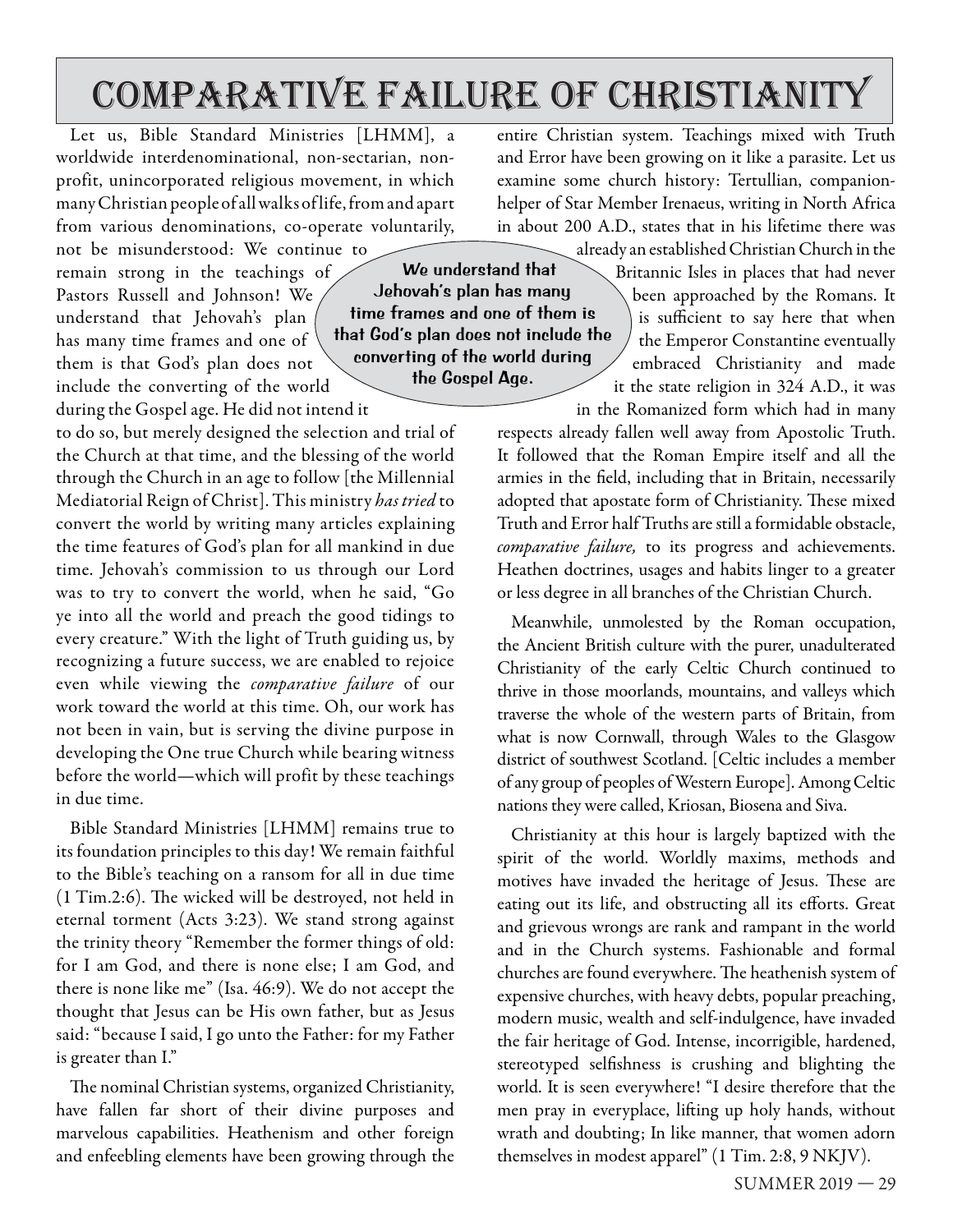# Comparative Failure of Christianity

Let us, Bible Standard Ministries [LHMM], a worldwide interdenominational, non-sectarian, non-profit, unincorporated religious movement, in which many Christian people of all walks of life, from and apart from various denominations, co-operate voluntarily, not be misunderstood: We continue to remain strong in the teachings of Pastors Russell and Johnson! We understand that Jehovah's plan has many time frames and one of them is that God's plan does not include the converting of the world during the Gospel age. He did not intend it to do so, but merely designed the selection and trial of the Church at that time, and the blessing of the world through the Church in an age to follow [the Millennial Mediatorial Reign of Christ]. This ministry *has tried* to convert the world by writing many articles explaining the time features of God's plan for all mankind in due time. Jehovah's commission to us through our Lord was to try to convert the world, when he said, "Go ye into all the world and preach the good tidings to every creature." With the light of Truth guiding us, by recognizing a future success, we are enabled to rejoice even while viewing the *comparative failure* of our work toward the world at this time. Oh, our work has not been in vain, but is serving the divine purpose in developing the One true Church while bearing witness before the world—which will profit by these teachings in due time.

**We understand that Jehovah's plan has many time frames and one of them is that God's plan does not include the converting of the world during the Gospel Age.**

Bible Standard Ministries [LHMM] remains true to its foundation principles to this day! We remain faithful to the Bible's teaching on a ransom for all in due time (1 Tim.2:6). The wicked will be destroyed, not held in eternal torment (Acts 3:23). We stand strong against the trinity theory "Remember the former things of old: for I am God, and there is none else; I am God, and there is none like me" (Isa. 46:9). We do not accept the thought that Jesus can be His own father, but as Jesus said: "because I said, I go unto the Father: for my Father is greater than I."

The nominal Christian systems, organized Christianity, have fallen far short of their divine purposes and marvelous capabilities. Heathenism and other foreign and enfeebling elements have been growing through the entire Christian system. Teachings mixed with Truth and Error have been growing on it like a parasite. Let us examine some church history: Tertullian, companion-helper of Star Member Irenaeus, writing in North Africa in about 200 A.D., states that in his lifetime there was already an established Christian Church in the Britannic Isles in places that had never been approached by the Romans. It is sufficient to say here that when the Emperor Constantine eventually embraced Christianity and made it the state religion in 324 A.D., it was in the Romanized form which had in many respects already fallen well away from Apostolic Truth. It followed that the Roman Empire itself and all the armies in the field, including that in Britain, necessarily adopted that apostate form of Christianity. These mixed Truth and Error half Truths are still a formidable obstacle, *comparative failure,* to its progress and achievements. Heathen doctrines, usages and habits linger to a greater or less degree in all branches of the Christian Church.

Meanwhile, unmolested by the Roman occupation, the Ancient British culture with the purer, unadulterated Christianity of the early Celtic Church continued to thrive in those moorlands, mountains, and valleys which traverse the whole of the western parts of Britain, from what is now Cornwall, through Wales to the Glasgow district of southwest Scotland. [Celtic includes a member of any group of peoples of Western Europe]. Among Celtic nations they were called, Kriosan, Biosena and Siva.

Christianity at this hour is largely baptized with the spirit of the world. Worldly maxims, methods and motives have invaded the heritage of Jesus. These are eating out its life, and obstructing all its efforts. Great and grievous wrongs are rank and rampant in the world and in the Church systems. Fashionable and formal churches are found everywhere. The heathenish system of expensive churches, with heavy debts, popular preaching, modern music, wealth and self-indulgence, have invaded the fair heritage of God. Intense, incorrigible, hardened, stereotyped selfishness is crushing and blighting the world. It is seen everywhere! "I desire therefore that the men pray in everyplace, lifting up holy hands, without wrath and doubting; In like manner, that women adorn themselves in modest apparel" (1 Tim. 2:8, 9 NKJV).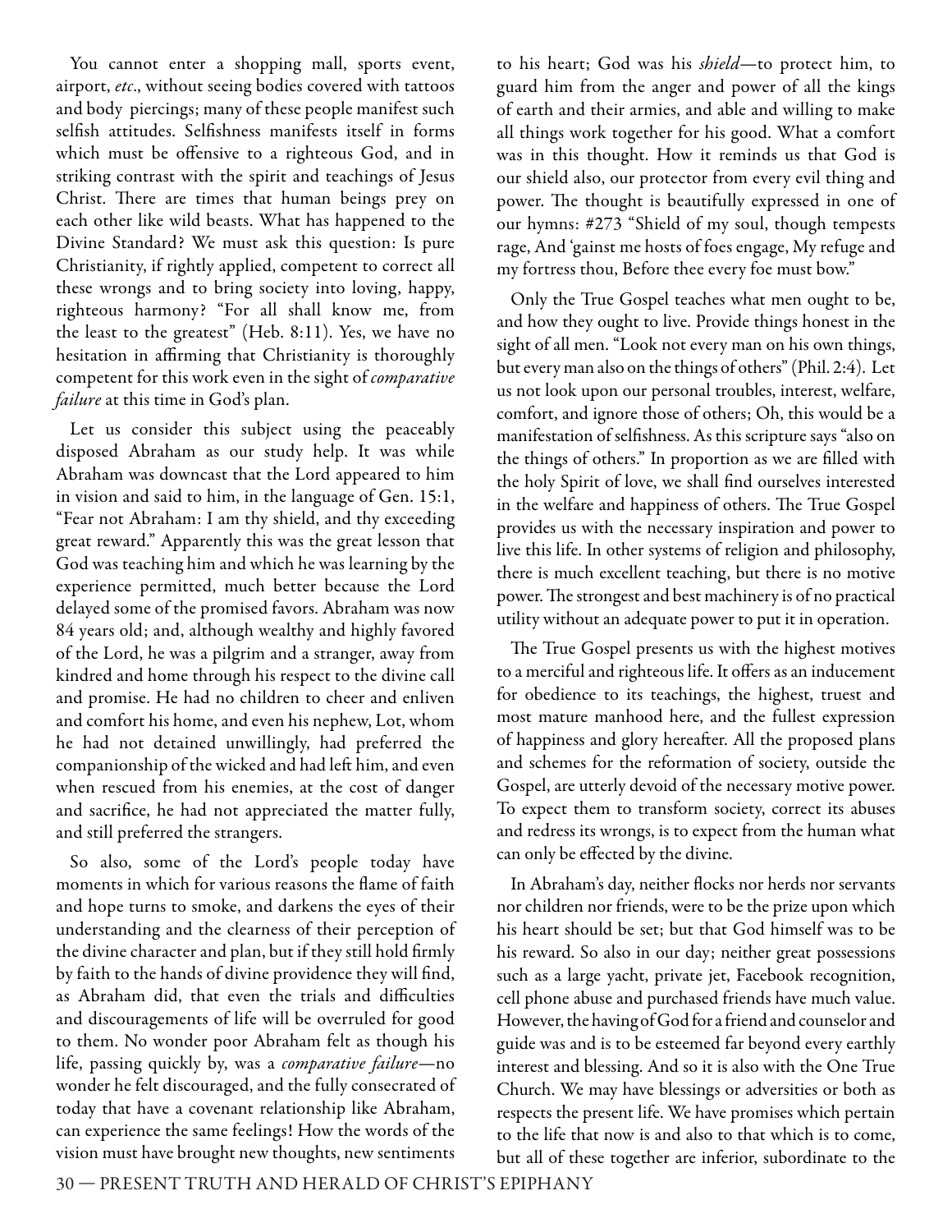You cannot enter a shopping mall, sports event, airport, *etc*., without seeing bodies covered with tattoos and body piercings; many of these people manifest such selfish attitudes. Selfishness manifests itself in forms which must be offensive to a righteous God, and in striking contrast with the spirit and teachings of Jesus Christ. There are times that human beings prey on each other like wild beasts. What has happened to the Divine Standard? We must ask this question: Is pure Christianity, if rightly applied, competent to correct all these wrongs and to bring society into loving, happy, righteous harmony? "For all shall know me, from the least to the greatest" (Heb. 8:11). Yes, we have no hesitation in affirming that Christianity is thoroughly competent for this work even in the sight of *comparative failure* at this time in God's plan.

Let us consider this subject using the peaceably disposed Abraham as our study help. It was while Abraham was downcast that the Lord appeared to him in vision and said to him, in the language of Gen. 15:1, "Fear not Abraham: I am thy shield, and thy exceeding great reward." Apparently this was the great lesson that God was teaching him and which he was learning by the experience permitted, much better because the Lord delayed some of the promised favors. Abraham was now 84 years old; and, although wealthy and highly favored of the Lord, he was a pilgrim and a stranger, away from kindred and home through his respect to the divine call and promise. He had no children to cheer and enliven and comfort his home, and even his nephew, Lot, whom he had not detained unwillingly, had preferred the companionship of the wicked and had left him, and even when rescued from his enemies, at the cost of danger and sacrifice, he had not appreciated the matter fully, and still preferred the strangers.

So also, some of the Lord's people today have moments in which for various reasons the flame of faith and hope turns to smoke, and darkens the eyes of their understanding and the clearness of their perception of the divine character and plan, but if they still hold firmly by faith to the hands of divine providence they will find, as Abraham did, that even the trials and difficulties and discouragements of life will be overruled for good to them. No wonder poor Abraham felt as though his life, passing quickly by, was a *comparative failure*—no wonder he felt discouraged, and the fully consecrated of today that have a covenant relationship like Abraham, can experience the same feelings! How the words of the vision must have brought new thoughts, new sentiments to his heart; God was his *shield*—to protect him, to guard him from the anger and power of all the kings of earth and their armies, and able and willing to make all things work together for his good. What a comfort was in this thought. How it reminds us that God is our shield also, our protector from every evil thing and power. The thought is beautifully expressed in one of our hymns: #273 "Shield of my soul, though tempests rage, And 'gainst me hosts of foes engage, My refuge and my fortress thou, Before thee every foe must bow."

Only the True Gospel teaches what men ought to be, and how they ought to live. Provide things honest in the sight of all men. "Look not every man on his own things, but every man also on the things of others" (Phil. 2:4). Let us not look upon our personal troubles, interest, welfare, comfort, and ignore those of others; Oh, this would be a manifestation of selfishness. As this scripture says "also on the things of others." In proportion as we are filled with the holy Spirit of love, we shall find ourselves interested in the welfare and happiness of others. The True Gospel provides us with the necessary inspiration and power to live this life. In other systems of religion and philosophy, there is much excellent teaching, but there is no motive power. The strongest and best machinery is of no practical utility without an adequate power to put it in operation.

The True Gospel presents us with the highest motives to a merciful and righteous life. It offers as an inducement for obedience to its teachings, the highest, truest and most mature manhood here, and the fullest expression of happiness and glory hereafter. All the proposed plans and schemes for the reformation of society, outside the Gospel, are utterly devoid of the necessary motive power. To expect them to transform society, correct its abuses and redress its wrongs, is to expect from the human what can only be effected by the divine.

In Abraham's day, neither flocks nor herds nor servants nor children nor friends, were to be the prize upon which his heart should be set; but that God himself was to be his reward. So also in our day; neither great possessions such as a large yacht, private jet, Facebook recognition, cell phone abuse and purchased friends have much value. However, the having of God for a friend and counselor and guide was and is to be esteemed far beyond every earthly interest and blessing. And so it is also with the One True Church. We may have blessings or adversities or both as respects the present life. We have promises which pertain to the life that now is and also to that which is to come, but all of these together are inferior, subordinate to the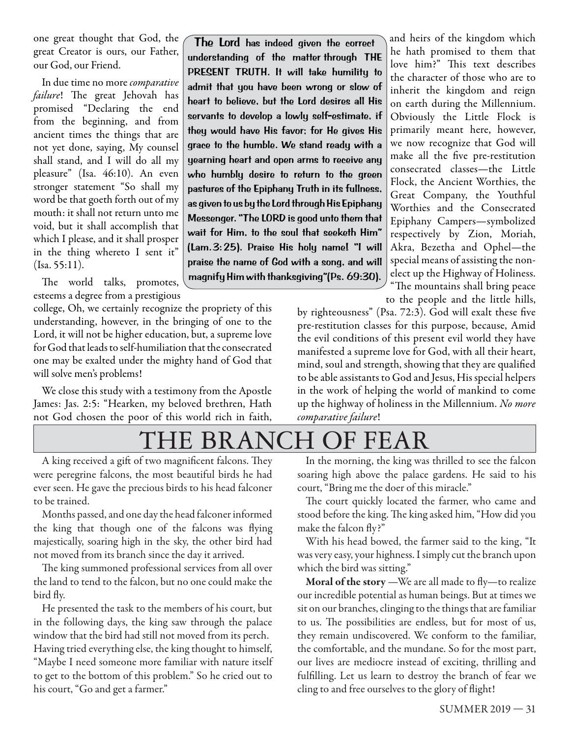one great thought that God, the great Creator is ours, our Father, our God, our Friend.

In due time no more *comparative failure*! The great Jehovah has promised "Declaring the end from the beginning, and from ancient times the things that are not yet done, saying, My counsel shall stand, and I will do all my pleasure" (Isa. 46:10). An even stronger statement "So shall my word be that goeth forth out of my mouth: it shall not return unto me void, but it shall accomplish that which I please, and it shall prosper in the thing whereto I sent it" (Isa. 55:11).

The world talks, promotes, esteems a degree from a prestigious college, Oh, we certainly recognize the propriety of this understanding, however, in the bringing of one to the Lord, it will not be higher education, but, a supreme love for God that leads to self-humiliation that the consecrated one may be exalted under the mighty hand of God that will solve men's problems!

We close this study with a testimony from the Apostle James: Jas. 2:5: "Hearken, my beloved brethren, Hath not God chosen the poor of this world rich in faith, and heirs of the kingdom which he hath promised to them that love him?" This text describes the character of those who are to inherit the kingdom and reign on earth during the Millennium. Obviously the Little Flock is primarily meant here, however, we now recognize that God will make all the five pre-restitution consecrated classes—the Little Flock, the Ancient Worthies, the Great Company, the Youthful Worthies and the Consecrated Epiphany Campers—symbolized respectively by Zion, Moriah, Akra, Bezetha and Ophel—the special means of assisting the non-elect up the Highway of Holiness. "The mountains shall bring peace to the people and the little hills, by righteousness" (Psa. 72:3). God will exalt these five pre-restitution classes for this purpose, because, Amid the evil conditions of this present evil world they have manifested a supreme love for God, with all their heart, mind, soul and strength, showing that they are qualified to be able assistants to God and Jesus, His special helpers in the work of helping the world of mankind to come up the highway of holiness in the Millennium. *No more comparative failure*!

**The Lord has indeed given the correct understanding of the matter through THE PRESENT TRUTH. It will take humility to admit that you have been wrong or slow of heart to believe, but the Lord desires all His servants to develop a lowly self-estimate, if they would have His favor; for He gives His grace to the humble. We stand ready with a yearning heart and open arms to receive any who humbly desire to return to the green pastures of the Epiphany Truth in its fullness, as given to us by the Lord through His Epiphany Messenger. "The LORD is good unto them that wait for Him, to the soul that seeketh Him" (Lam. 3:25). Praise His holy name! "I will praise the name of God with a song, and will magnify Him with thanksgiving" (Ps. 69:30).**

# THE BRANCH OF FEAR

A king received a gift of two magnificent falcons. They were peregrine falcons, the most beautiful birds he had ever seen. He gave the precious birds to his head falconer to be trained.

Months passed, and one day the head falconer informed the king that though one of the falcons was flying majestically, soaring high in the sky, the other bird had not moved from its branch since the day it arrived.

The king summoned professional services from all over the land to tend to the falcon, but no one could make the bird fly.

He presented the task to the members of his court, but in the following days, the king saw through the palace window that the bird had still not moved from its perch. Having tried everything else, the king thought to himself, "Maybe I need someone more familiar with nature itself to get to the bottom of this problem." So he cried out to his court, "Go and get a farmer."

In the morning, the king was thrilled to see the falcon soaring high above the palace gardens. He said to his court, "Bring me the doer of this miracle."

The court quickly located the farmer, who came and stood before the king. The king asked him, "How did you make the falcon fly?"

With his head bowed, the farmer said to the king, "It was very easy, your highness. I simply cut the branch upon which the bird was sitting."

**Moral of the story** —We are all made to fly—to realize our incredible potential as human beings. But at times we sit on our branches, clinging to the things that are familiar to us. The possibilities are endless, but for most of us, they remain undiscovered. We conform to the familiar, the comfortable, and the mundane. So for the most part, our lives are mediocre instead of exciting, thrilling and fulfilling. Let us learn to destroy the branch of fear we cling to and free ourselves to the glory of flight!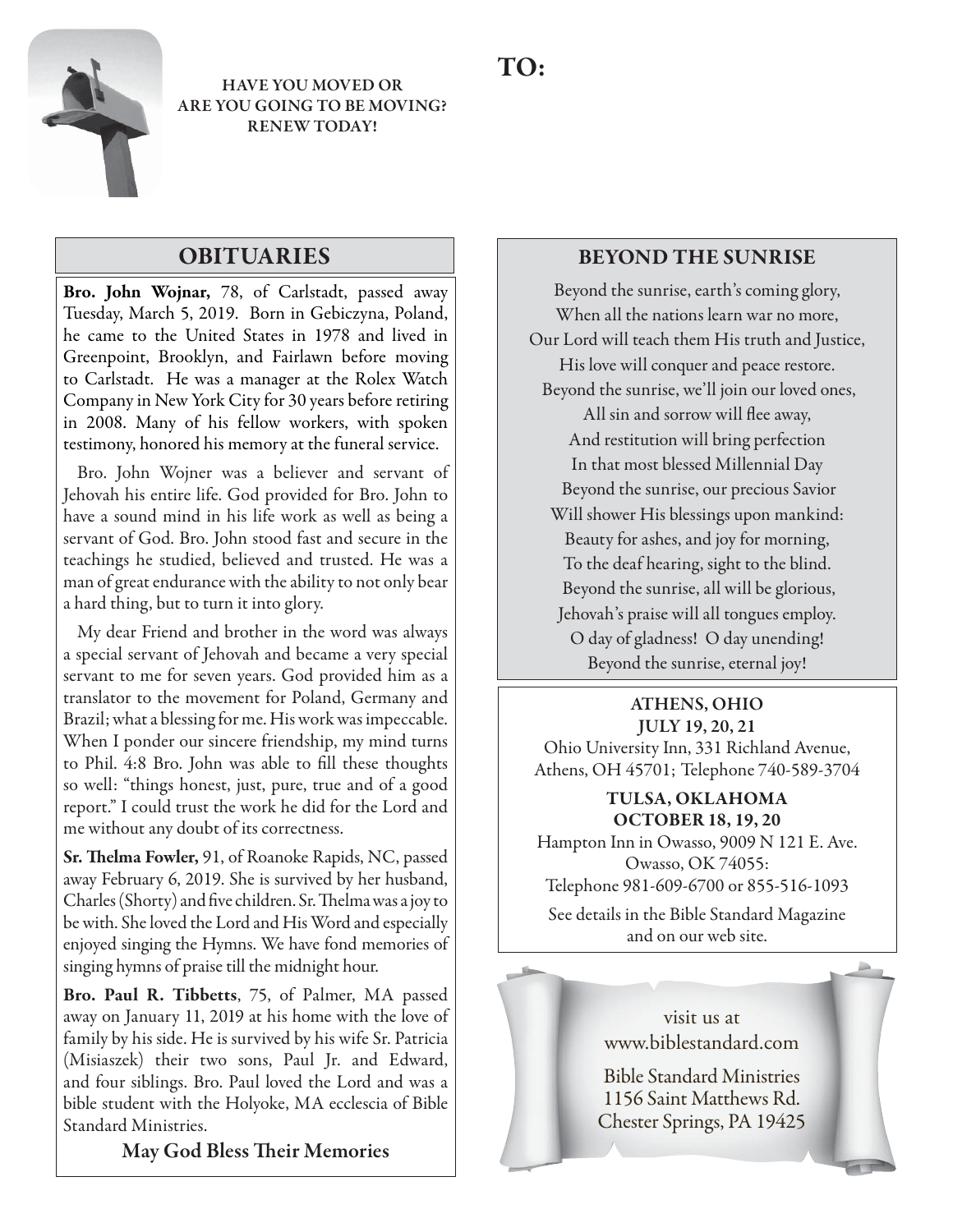HAVE YOU MOVED OR
ARE YOU GOING TO BE MOVING?
RENEW TODAY!

TO:

## OBITUARIES

**Bro. John Wojnar,** 78, of Carlstadt, passed away Tuesday, March 5, 2019. Born in Gebiczyna, Poland, he came to the United States in 1978 and lived in Greenpoint, Brooklyn, and Fairlawn before moving to Carlstadt. He was a manager at the Rolex Watch Company in New York City for 30 years before retiring in 2008. Many of his fellow workers, with spoken testimony, honored his memory at the funeral service.

Bro. John Wojner was a believer and servant of Jehovah his entire life. God provided for Bro. John to have a sound mind in his life work as well as being a servant of God. Bro. John stood fast and secure in the teachings he studied, believed and trusted. He was a man of great endurance with the ability to not only bear a hard thing, but to turn it into glory.

My dear Friend and brother in the word was always a special servant of Jehovah and became a very special servant to me for seven years. God provided him as a translator to the movement for Poland, Germany and Brazil; what a blessing for me. His work was impeccable. When I ponder our sincere friendship, my mind turns to Phil. 4:8 Bro. John was able to fill these thoughts so well: "things honest, just, pure, true and of a good report." I could trust the work he did for the Lord and me without any doubt of its correctness.

**Sr. Thelma Fowler,** 91, of Roanoke Rapids, NC, passed away February 6, 2019. She is survived by her husband, Charles (Shorty) and five children. Sr. Thelma was a joy to be with. She loved the Lord and His Word and especially enjoyed singing the Hymns. We have fond memories of singing hymns of praise till the midnight hour.

**Bro. Paul R. Tibbetts**, 75, of Palmer, MA passed away on January 11, 2019 at his home with the love of family by his side. He is survived by his wife Sr. Patricia (Misiaszek) their two sons, Paul Jr. and Edward, and four siblings. Bro. Paul loved the Lord and was a bible student with the Holyoke, MA ecclescia of Bible Standard Ministries.

**May God Bless Their Memories**

## BEYOND THE SUNRISE

Beyond the sunrise, earth's coming glory,
When all the nations learn war no more,
Our Lord will teach them His truth and Justice,
His love will conquer and peace restore.
Beyond the sunrise, we'll join our loved ones,
All sin and sorrow will flee away,
And restitution will bring perfection
In that most blessed Millennial Day
Beyond the sunrise, our precious Savior
Will shower His blessings upon mankind:
Beauty for ashes, and joy for morning,
To the deaf hearing, sight to the blind.
Beyond the sunrise, all will be glorious,
Jehovah's praise will all tongues employ.
O day of gladness! O day unending!
Beyond the sunrise, eternal joy!

**ATHENS, OHIO**
**JULY 19, 20, 21**
Ohio University Inn, 331 Richland Avenue,
Athens, OH 45701; Telephone 740-589-3704

**TULSA, OKLAHOMA**
**OCTOBER 18, 19, 20**
Hampton Inn in Owasso, 9009 N 121 E. Ave.
Owasso, OK 74055:
Telephone 981-609-6700 or 855-516-1093

See details in the Bible Standard Magazine
and on our web site.

visit us at
www.biblestandard.com

Bible Standard Ministries
1156 Saint Matthews Rd.
Chester Springs, PA 19425